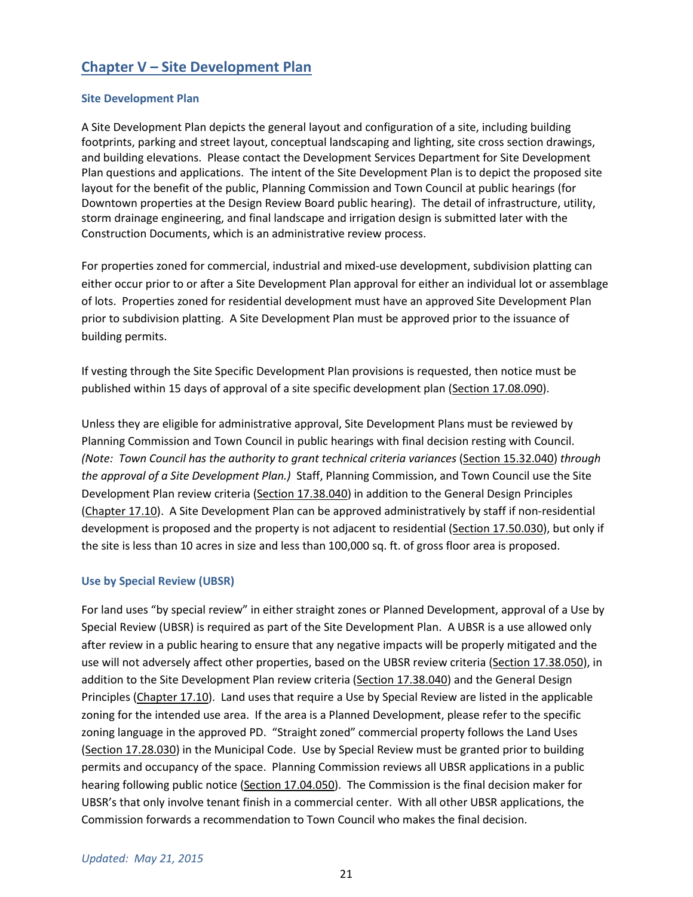# Chapter V – Site Development Plan

### Site Development Plan

A Site Development Plan depicts the general layout and configuration of a site, including building footprints, parking and street layout, conceptual landscaping and lighting, site cross section drawings, and building elevations. Please contact the Development Services Department for Site Development Plan questions and applications. The intent of the Site Development Plan is to depict the proposed site layout for the benefit of the public, Planning Commission and Town Council at public hearings (for Downtown properties at the Design Review Board public hearing). The detail of infrastructure, utility, storm drainage engineering, and final landscape and irrigation design is submitted later with the Construction Documents, which is an administrative review process.

For properties zoned for commercial, industrial and mixed-use development, subdivision platting can either occur prior to or after a Site Development Plan approval for either an individual lot or assemblage of lots. Properties zoned for residential development must have an approved Site Development Plan prior to subdivision platting. A Site Development Plan must be approved prior to the issuance of building permits.

If vesting through the Site Specific Development Plan provisions is requested, then notice must be published within 15 days of approval of a site specific development plan (Section 17.08.090).

Unless they are eligible for administrative approval, Site Development Plans must be reviewed by Planning Commission and Town Council in public hearings with final decision resting with Council. *(Note: Town Council has the authority to grant technical criteria variances* (Section 15.32.040) *through the approval of a Site Development Plan.)* Staff, Planning Commission, and Town Council use the Site Development Plan review criteria (Section 17.38.040) in addition to the General Design Principles (Chapter 17.10). A Site Development Plan can be approved administratively by staff if non-residential development is proposed and the property is not adjacent to residential (Section 17.50.030), but only if the site is less than 10 acres in size and less than 100,000 sq. ft. of gross floor area is proposed.

### Use by Special Review (UBSR)

For land uses "by special review" in either straight zones or Planned Development, approval of a Use by Special Review (UBSR) is required as part of the Site Development Plan. A UBSR is a use allowed only after review in a public hearing to ensure that any negative impacts will be properly mitigated and the use will not adversely affect other properties, based on the UBSR review criteria (Section 17.38.050), in addition to the Site Development Plan review criteria (Section 17.38.040) and the General Design Principles (Chapter 17.10). Land uses that require a Use by Special Review are listed in the applicable zoning for the intended use area. If the area is a Planned Development, please refer to the specific zoning language in the approved PD. "Straight zoned" commercial property follows the Land Uses (Section 17.28.030) in the Municipal Code. Use by Special Review must be granted prior to building permits and occupancy of the space. Planning Commission reviews all UBSR applications in a public hearing following public notice (Section 17.04.050). The Commission is the final decision maker for UBSR's that only involve tenant finish in a commercial center. With all other UBSR applications, the Commission forwards a recommendation to Town Council who makes the final decision.

*Updated: May 21, 2015*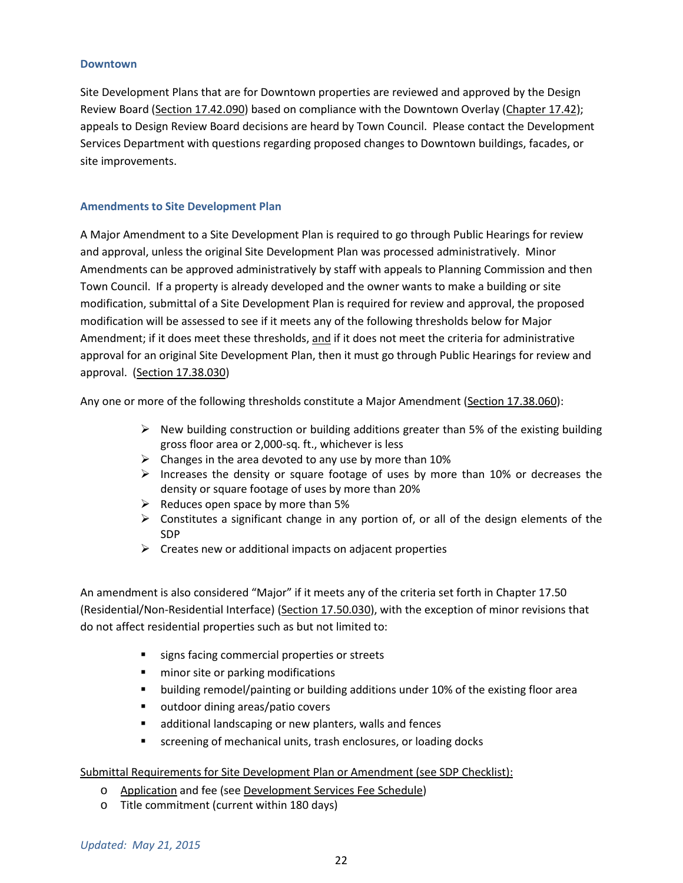### Downtown

Site Development Plans that are for Downtown properties are reviewed and approved by the Design Review Board (Section 17.42.090) based on compliance with the Downtown Overlay (Chapter 17.42); appeals to Design Review Board decisions are heard by Town Council. Please contact the Development Services Department with questions regarding proposed changes to Downtown buildings, facades, or site improvements.

### Amendments to Site Development Plan

A Major Amendment to a Site Development Plan is required to go through Public Hearings for review and approval, unless the original Site Development Plan was processed administratively. Minor Amendments can be approved administratively by staff with appeals to Planning Commission and then Town Council. If a property is already developed and the owner wants to make a building or site modification, submittal of a Site Development Plan is required for review and approval, the proposed modification will be assessed to see if it meets any of the following thresholds below for Major Amendment; if it does meet these thresholds, and if it does not meet the criteria for administrative approval for an original Site Development Plan, then it must go through Public Hearings for review and approval. (Section 17.38.030)

Any one or more of the following thresholds constitute a Major Amendment (Section 17.38.060):

- New building construction or building additions greater than 5% of the existing building gross floor area or 2,000-sq. ft., whichever is less
- Changes in the area devoted to any use by more than 10%
- Increases the density or square footage of uses by more than 10% or decreases the density or square footage of uses by more than 20%
- Reduces open space by more than 5%
- Constitutes a significant change in any portion of, or all of the design elements of the SDP
- Creates new or additional impacts on adjacent properties

An amendment is also considered "Major" if it meets any of the criteria set forth in Chapter 17.50 (Residential/Non-Residential Interface) (Section 17.50.030), with the exception of minor revisions that do not affect residential properties such as but not limited to:

- signs facing commercial properties or streets
- minor site or parking modifications
- building remodel/painting or building additions under 10% of the existing floor area
- outdoor dining areas/patio covers
- additional landscaping or new planters, walls and fences
- screening of mechanical units, trash enclosures, or loading docks

Submittal Requirements for Site Development Plan or Amendment (see SDP Checklist):

- Application and fee (see Development Services Fee Schedule)
- Title commitment (current within 180 days)

*Updated: May 21, 2015*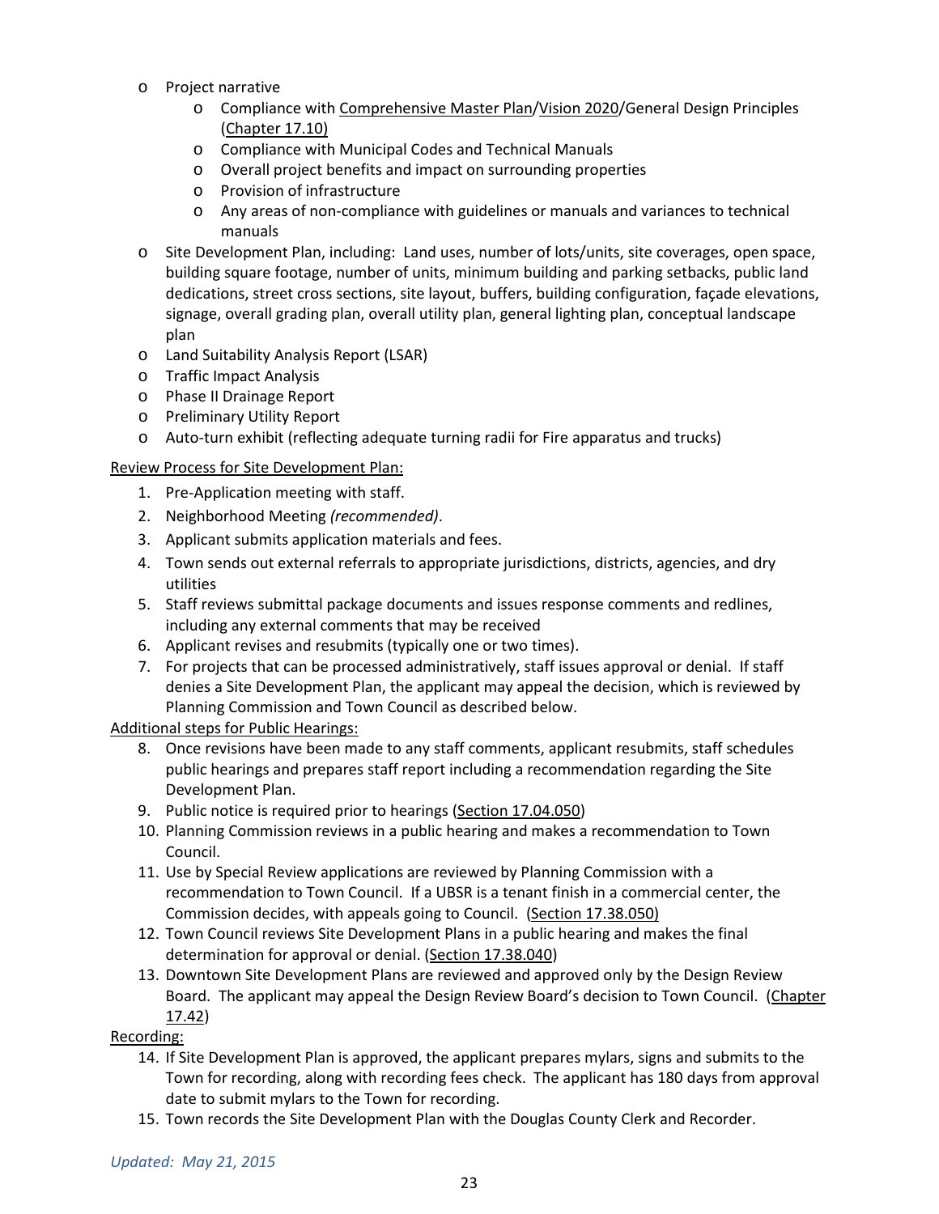- Project narrative
    - Compliance with Comprehensive Master Plan/Vision 2020/General Design Principles (Chapter 17.10)
    - Compliance with Municipal Codes and Technical Manuals
    - Overall project benefits and impact on surrounding properties
    - Provision of infrastructure
    - Any areas of non-compliance with guidelines or manuals and variances to technical manuals
- Site Development Plan, including: Land uses, number of lots/units, site coverages, open space, building square footage, number of units, minimum building and parking setbacks, public land dedications, street cross sections, site layout, buffers, building configuration, façade elevations, signage, overall grading plan, overall utility plan, general lighting plan, conceptual landscape plan
- Land Suitability Analysis Report (LSAR)
- Traffic Impact Analysis
- Phase II Drainage Report
- Preliminary Utility Report
- Auto-turn exhibit (reflecting adequate turning radii for Fire apparatus and trucks)

Review Process for Site Development Plan:

1. Pre-Application meeting with staff.
2. Neighborhood Meeting *(recommended)*.
3. Applicant submits application materials and fees.
4. Town sends out external referrals to appropriate jurisdictions, districts, agencies, and dry utilities
5. Staff reviews submittal package documents and issues response comments and redlines, including any external comments that may be received
6. Applicant revises and resubmits (typically one or two times).
7. For projects that can be processed administratively, staff issues approval or denial. If staff denies a Site Development Plan, the applicant may appeal the decision, which is reviewed by Planning Commission and Town Council as described below.

Additional steps for Public Hearings:

8. Once revisions have been made to any staff comments, applicant resubmits, staff schedules public hearings and prepares staff report including a recommendation regarding the Site Development Plan.
9. Public notice is required prior to hearings (Section 17.04.050)
10. Planning Commission reviews in a public hearing and makes a recommendation to Town Council.
11. Use by Special Review applications are reviewed by Planning Commission with a recommendation to Town Council. If a UBSR is a tenant finish in a commercial center, the Commission decides, with appeals going to Council. (Section 17.38.050)
12. Town Council reviews Site Development Plans in a public hearing and makes the final determination for approval or denial. (Section 17.38.040)
13. Downtown Site Development Plans are reviewed and approved only by the Design Review Board. The applicant may appeal the Design Review Board's decision to Town Council. (Chapter 17.42)

Recording:

14. If Site Development Plan is approved, the applicant prepares mylars, signs and submits to the Town for recording, along with recording fees check. The applicant has 180 days from approval date to submit mylars to the Town for recording.
15. Town records the Site Development Plan with the Douglas County Clerk and Recorder.

*Updated: May 21, 2015*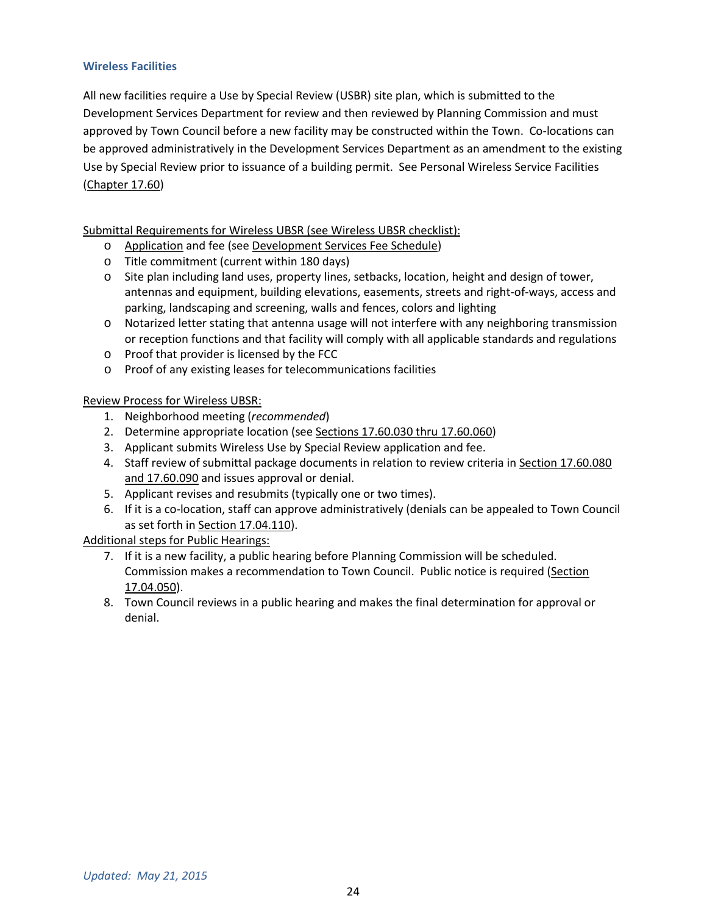### Wireless Facilities

All new facilities require a Use by Special Review (USBR) site plan, which is submitted to the Development Services Department for review and then reviewed by Planning Commission and must approved by Town Council before a new facility may be constructed within the Town. Co-locations can be approved administratively in the Development Services Department as an amendment to the existing Use by Special Review prior to issuance of a building permit. See Personal Wireless Service Facilities (Chapter 17.60)

Submittal Requirements for Wireless UBSR (see Wireless UBSR checklist):

- Application and fee (see Development Services Fee Schedule)
- Title commitment (current within 180 days)
- Site plan including land uses, property lines, setbacks, location, height and design of tower, antennas and equipment, building elevations, easements, streets and right-of-ways, access and parking, landscaping and screening, walls and fences, colors and lighting
- Notarized letter stating that antenna usage will not interfere with any neighboring transmission or reception functions and that facility will comply with all applicable standards and regulations
- Proof that provider is licensed by the FCC
- Proof of any existing leases for telecommunications facilities

Review Process for Wireless UBSR:

1. Neighborhood meeting (*recommended*)
2. Determine appropriate location (see Sections 17.60.030 thru 17.60.060)
3. Applicant submits Wireless Use by Special Review application and fee.
4. Staff review of submittal package documents in relation to review criteria in Section 17.60.080 and 17.60.090 and issues approval or denial.
5. Applicant revises and resubmits (typically one or two times).
6. If it is a co-location, staff can approve administratively (denials can be appealed to Town Council as set forth in Section 17.04.110).

Additional steps for Public Hearings:

7. If it is a new facility, a public hearing before Planning Commission will be scheduled. Commission makes a recommendation to Town Council. Public notice is required (Section 17.04.050).
8. Town Council reviews in a public hearing and makes the final determination for approval or denial.

*Updated: May 21, 2015*